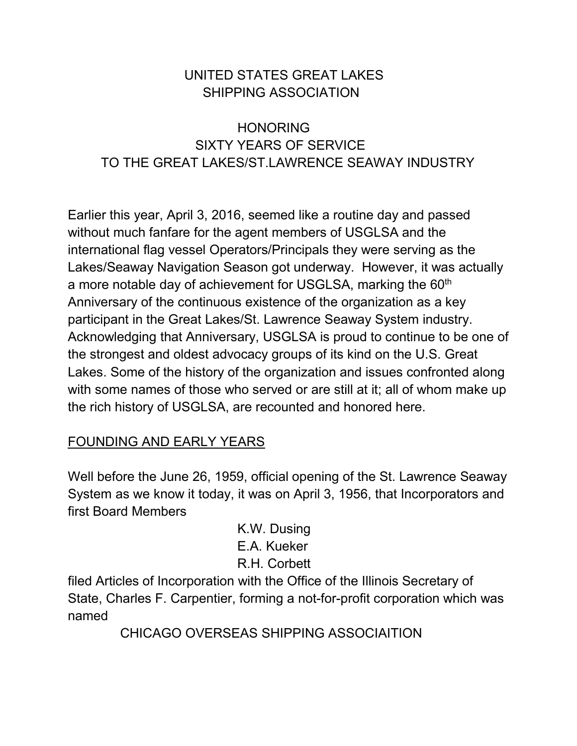# UNITED STATES GREAT LAKES SHIPPING ASSOCIATION

## HONORING SIXTY YEARS OF SERVICE TO THE GREAT LAKES/ST.LAWRENCE SEAWAY INDUSTRY

Earlier this year, April 3, 2016, seemed like a routine day and passed without much fanfare for the agent members of USGLSA and the international flag vessel Operators/Principals they were serving as the Lakes/Seaway Navigation Season got underway. However, it was actually a more notable day of achievement for USGLSA, marking the 60th Anniversary of the continuous existence of the organization as a key participant in the Great Lakes/St. Lawrence Seaway System industry. Acknowledging that Anniversary, USGLSA is proud to continue to be one of the strongest and oldest advocacy groups of its kind on the U.S. Great Lakes. Some of the history of the organization and issues confronted along with some names of those who served or are still at it; all of whom make up the rich history of USGLSA, are recounted and honored here.

<u>FOUNDING AND EARLY YEARS</u>

Well before the June 26, 1959, official opening of the St. Lawrence Seaway System as we know it today, it was on April 3, 1956, that Incorporators and first Board Members

K.W. Dusing
E.A. Kueker
R.H. Corbett

filed Articles of Incorporation with the Office of the Illinois Secretary of State, Charles F. Carpentier, forming a not-for-profit corporation which was named

CHICAGO OVERSEAS SHIPPING ASSOCIAITION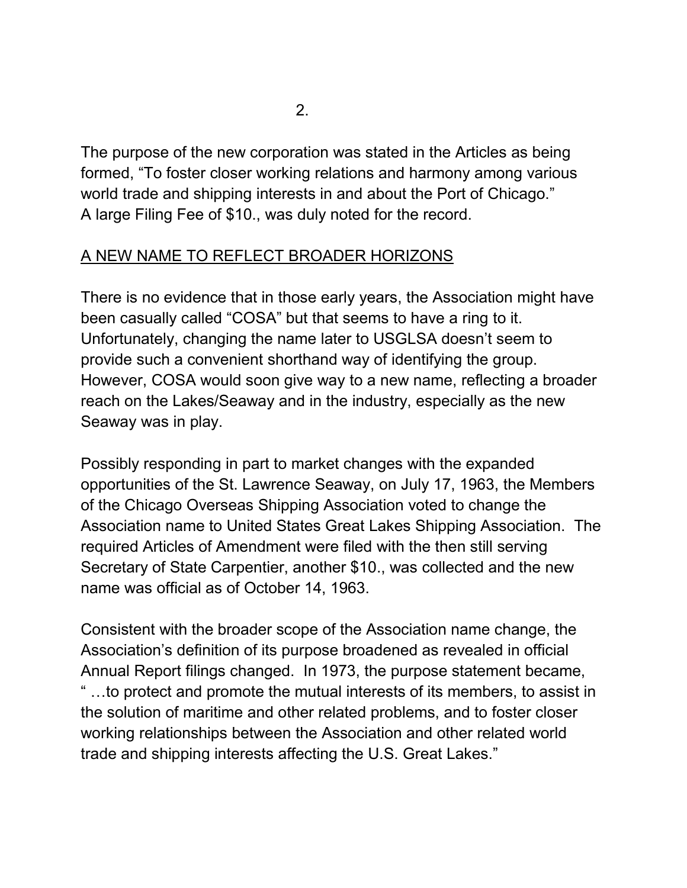The purpose of the new corporation was stated in the Articles as being formed, "To foster closer working relations and harmony among various world trade and shipping interests in and about the Port of Chicago." A large Filing Fee of $10., was duly noted for the record.

## A NEW NAME TO REFLECT BROADER HORIZONS

There is no evidence that in those early years, the Association might have been casually called "COSA" but that seems to have a ring to it. Unfortunately, changing the name later to USGLSA doesn't seem to provide such a convenient shorthand way of identifying the group. However, COSA would soon give way to a new name, reflecting a broader reach on the Lakes/Seaway and in the industry, especially as the new Seaway was in play.

Possibly responding in part to market changes with the expanded opportunities of the St. Lawrence Seaway, on July 17, 1963, the Members of the Chicago Overseas Shipping Association voted to change the Association name to United States Great Lakes Shipping Association. The required Articles of Amendment were filed with the then still serving Secretary of State Carpentier, another $10., was collected and the new name was official as of October 14, 1963.

Consistent with the broader scope of the Association name change, the Association's definition of its purpose broadened as revealed in official Annual Report filings changed. In 1973, the purpose statement became, " …to protect and promote the mutual interests of its members, to assist in the solution of maritime and other related problems, and to foster closer working relationships between the Association and other related world trade and shipping interests affecting the U.S. Great Lakes."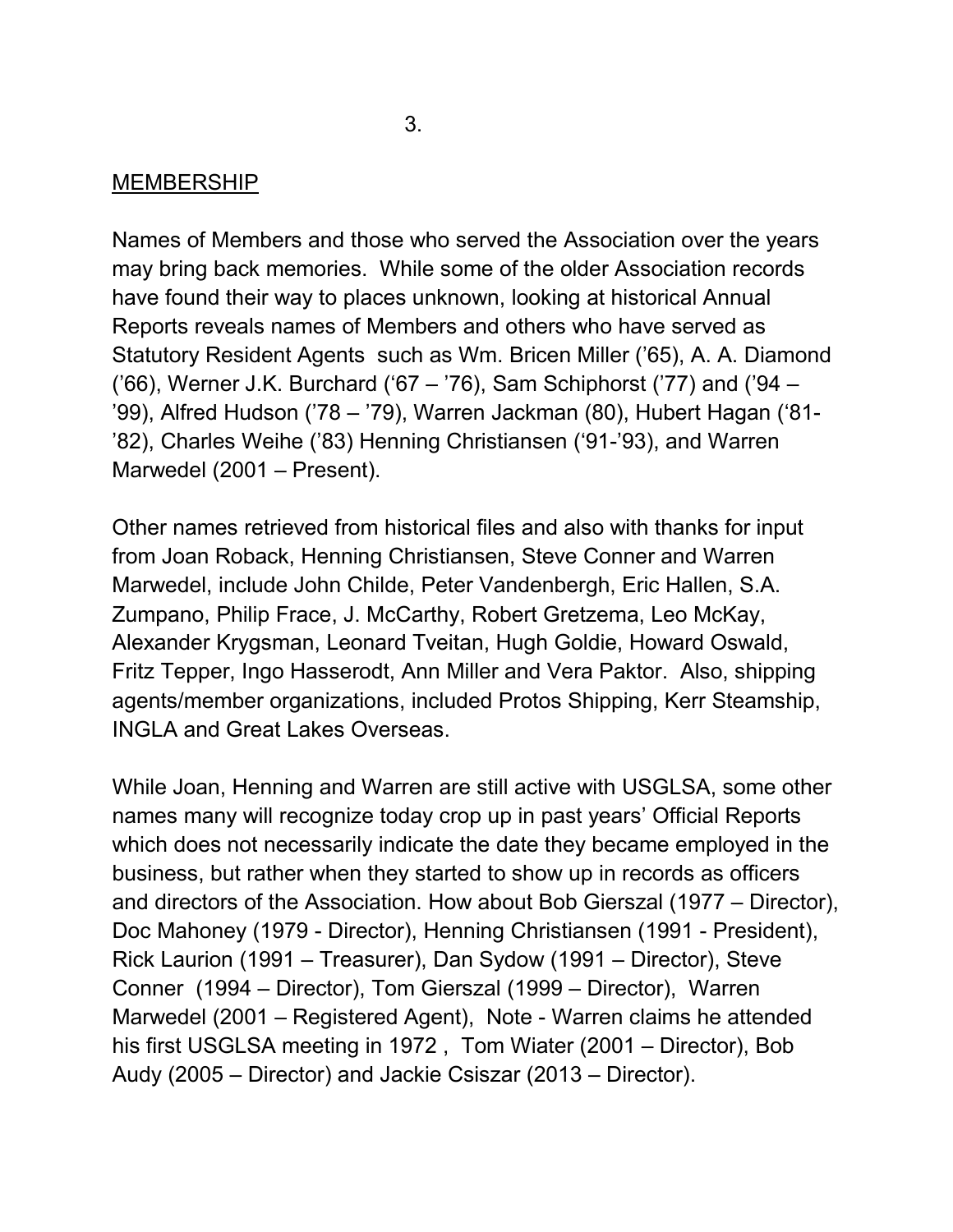## MEMBERSHIP

Names of Members and those who served the Association over the years may bring back memories. While some of the older Association records have found their way to places unknown, looking at historical Annual Reports reveals names of Members and others who have served as Statutory Resident Agents such as Wm. Bricen Miller ('65), A. A. Diamond ('66), Werner J.K. Burchard ('67 – '76), Sam Schiphorst ('77) and ('94 – '99), Alfred Hudson ('78 – '79), Warren Jackman (80), Hubert Hagan ('81-'82), Charles Weihe ('83) Henning Christiansen ('91-'93), and Warren Marwedel (2001 – Present).

Other names retrieved from historical files and also with thanks for input from Joan Roback, Henning Christiansen, Steve Conner and Warren Marwedel, include John Childe, Peter Vandenbergh, Eric Hallen, S.A. Zumpano, Philip Frace, J. McCarthy, Robert Gretzema, Leo McKay, Alexander Krygsman, Leonard Tveitan, Hugh Goldie, Howard Oswald, Fritz Tepper, Ingo Hasserodt, Ann Miller and Vera Paktor. Also, shipping agents/member organizations, included Protos Shipping, Kerr Steamship, INGLA and Great Lakes Overseas.

While Joan, Henning and Warren are still active with USGLSA, some other names many will recognize today crop up in past years' Official Reports which does not necessarily indicate the date they became employed in the business, but rather when they started to show up in records as officers and directors of the Association. How about Bob Gierszal (1977 – Director), Doc Mahoney (1979 - Director), Henning Christiansen (1991 - President), Rick Laurion (1991 – Treasurer), Dan Sydow (1991 – Director), Steve Conner (1994 – Director), Tom Gierszal (1999 – Director), Warren Marwedel (2001 – Registered Agent), Note - Warren claims he attended his first USGLSA meeting in 1972 , Tom Wiater (2001 – Director), Bob Audy (2005 – Director) and Jackie Csiszar (2013 – Director).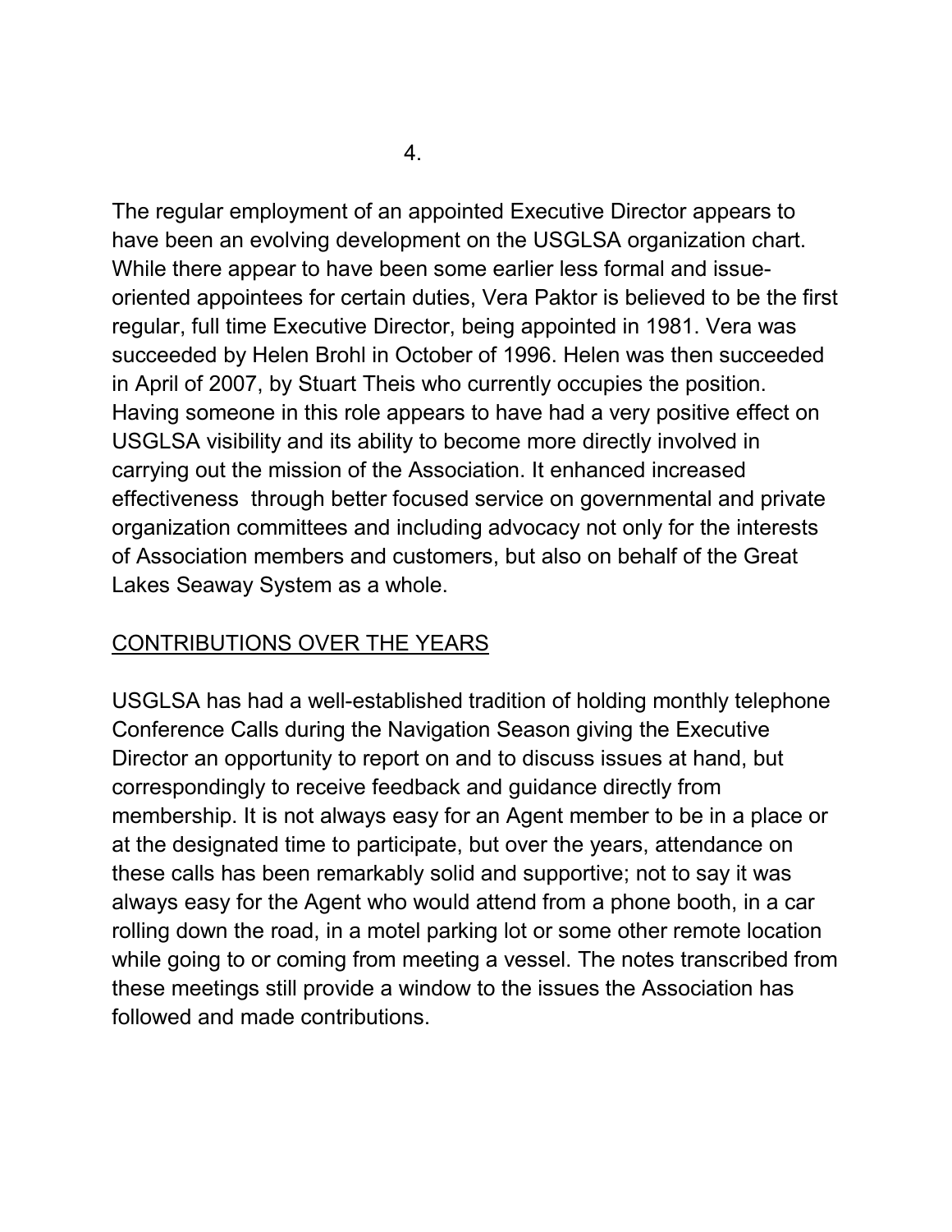The regular employment of an appointed Executive Director appears to have been an evolving development on the USGLSA organization chart. While there appear to have been some earlier less formal and issue-oriented appointees for certain duties, Vera Paktor is believed to be the first regular, full time Executive Director, being appointed in 1981. Vera was succeeded by Helen Brohl in October of 1996. Helen was then succeeded in April of 2007, by Stuart Theis who currently occupies the position. Having someone in this role appears to have had a very positive effect on USGLSA visibility and its ability to become more directly involved in carrying out the mission of the Association. It enhanced increased effectiveness through better focused service on governmental and private organization committees and including advocacy not only for the interests of Association members and customers, but also on behalf of the Great Lakes Seaway System as a whole.

<u>CONTRIBUTIONS OVER THE YEARS</u>

USGLSA has had a well-established tradition of holding monthly telephone Conference Calls during the Navigation Season giving the Executive Director an opportunity to report on and to discuss issues at hand, but correspondingly to receive feedback and guidance directly from membership. It is not always easy for an Agent member to be in a place or at the designated time to participate, but over the years, attendance on these calls has been remarkably solid and supportive; not to say it was always easy for the Agent who would attend from a phone booth, in a car rolling down the road, in a motel parking lot or some other remote location while going to or coming from meeting a vessel. The notes transcribed from these meetings still provide a window to the issues the Association has followed and made contributions.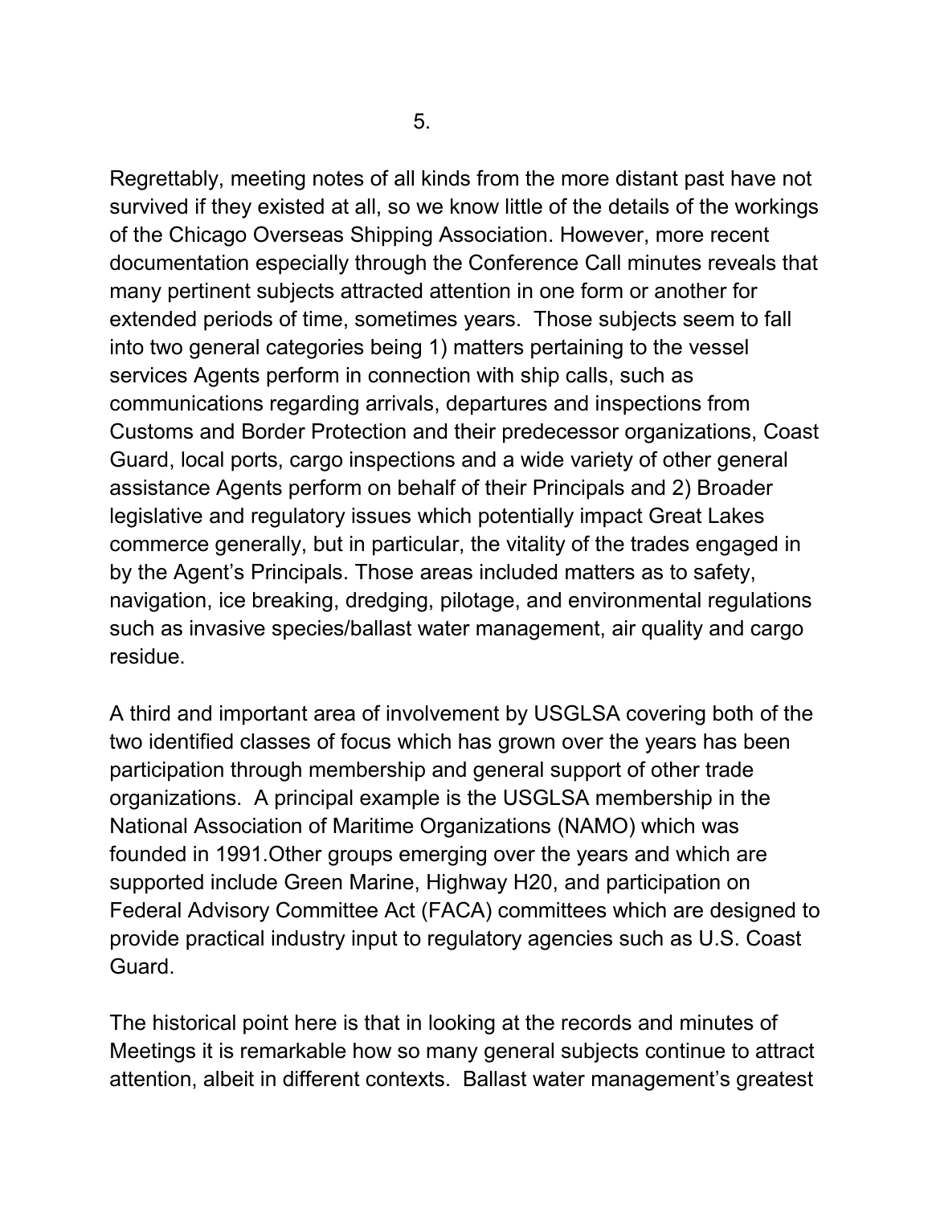Regrettably, meeting notes of all kinds from the more distant past have not survived if they existed at all, so we know little of the details of the workings of the Chicago Overseas Shipping Association. However, more recent documentation especially through the Conference Call minutes reveals that many pertinent subjects attracted attention in one form or another for extended periods of time, sometimes years. Those subjects seem to fall into two general categories being 1) matters pertaining to the vessel services Agents perform in connection with ship calls, such as communications regarding arrivals, departures and inspections from Customs and Border Protection and their predecessor organizations, Coast Guard, local ports, cargo inspections and a wide variety of other general assistance Agents perform on behalf of their Principals and 2) Broader legislative and regulatory issues which potentially impact Great Lakes commerce generally, but in particular, the vitality of the trades engaged in by the Agent's Principals. Those areas included matters as to safety, navigation, ice breaking, dredging, pilotage, and environmental regulations such as invasive species/ballast water management, air quality and cargo residue.

A third and important area of involvement by USGLSA covering both of the two identified classes of focus which has grown over the years has been participation through membership and general support of other trade organizations. A principal example is the USGLSA membership in the National Association of Maritime Organizations (NAMO) which was founded in 1991.Other groups emerging over the years and which are supported include Green Marine, Highway H20, and participation on Federal Advisory Committee Act (FACA) committees which are designed to provide practical industry input to regulatory agencies such as U.S. Coast Guard.

The historical point here is that in looking at the records and minutes of Meetings it is remarkable how so many general subjects continue to attract attention, albeit in different contexts. Ballast water management's greatest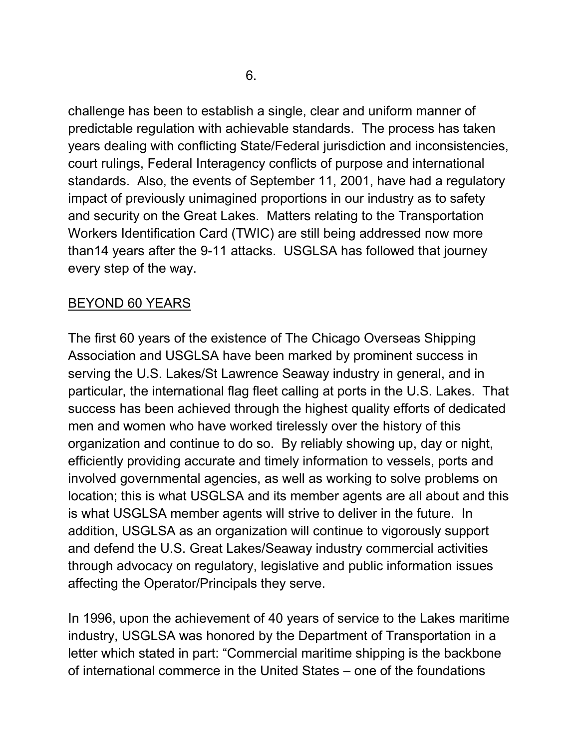challenge has been to establish a single, clear and uniform manner of predictable regulation with achievable standards. The process has taken years dealing with conflicting State/Federal jurisdiction and inconsistencies, court rulings, Federal Interagency conflicts of purpose and international standards. Also, the events of September 11, 2001, have had a regulatory impact of previously unimagined proportions in our industry as to safety and security on the Great Lakes. Matters relating to the Transportation Workers Identification Card (TWIC) are still being addressed now more than14 years after the 9-11 attacks. USGLSA has followed that journey every step of the way.

## BEYOND 60 YEARS

The first 60 years of the existence of The Chicago Overseas Shipping Association and USGLSA have been marked by prominent success in serving the U.S. Lakes/St Lawrence Seaway industry in general, and in particular, the international flag fleet calling at ports in the U.S. Lakes. That success has been achieved through the highest quality efforts of dedicated men and women who have worked tirelessly over the history of this organization and continue to do so. By reliably showing up, day or night, efficiently providing accurate and timely information to vessels, ports and involved governmental agencies, as well as working to solve problems on location; this is what USGLSA and its member agents are all about and this is what USGLSA member agents will strive to deliver in the future. In addition, USGLSA as an organization will continue to vigorously support and defend the U.S. Great Lakes/Seaway industry commercial activities through advocacy on regulatory, legislative and public information issues affecting the Operator/Principals they serve.

In 1996, upon the achievement of 40 years of service to the Lakes maritime industry, USGLSA was honored by the Department of Transportation in a letter which stated in part: "Commercial maritime shipping is the backbone of international commerce in the United States – one of the foundations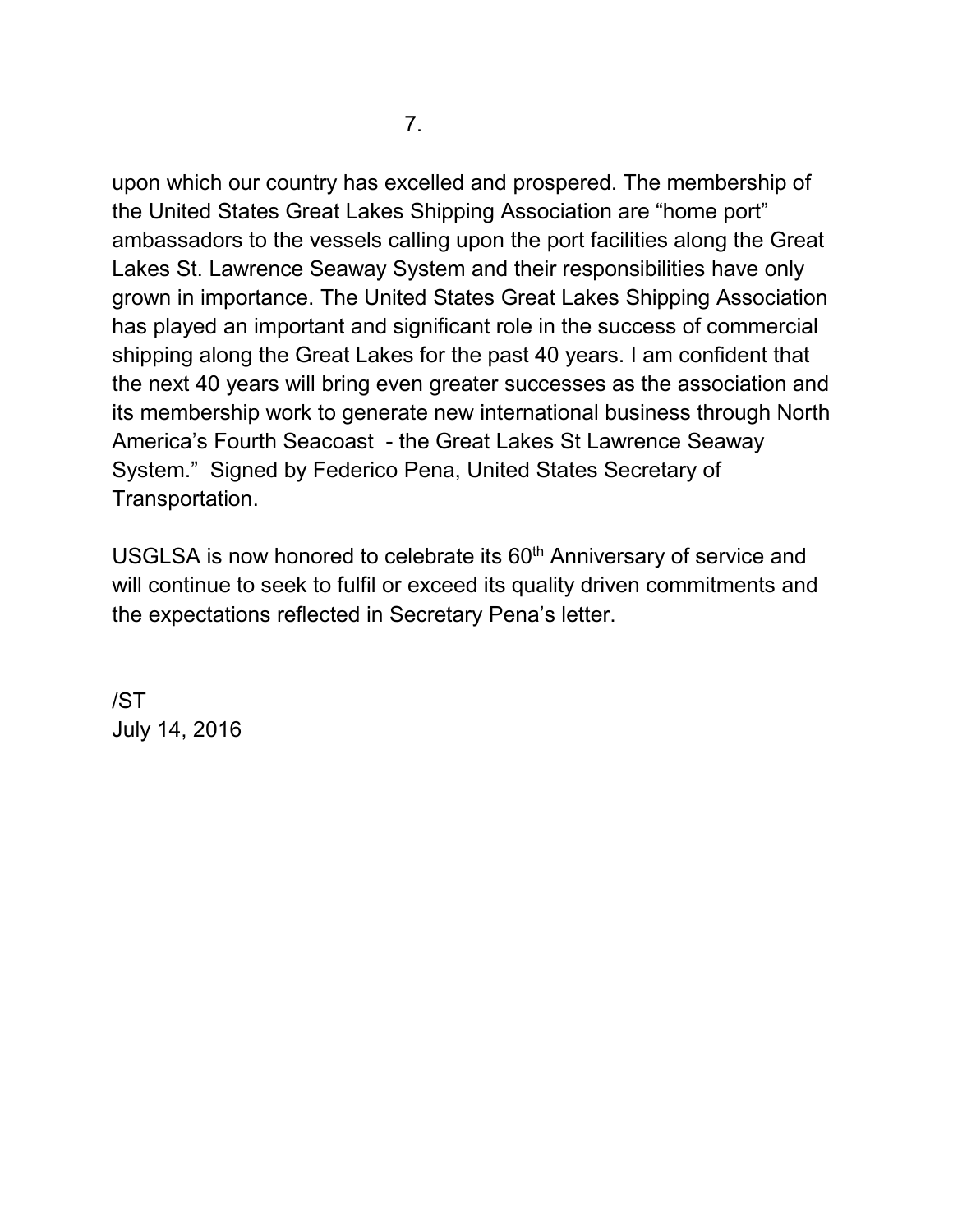upon which our country has excelled and prospered. The membership of the United States Great Lakes Shipping Association are “home port” ambassadors to the vessels calling upon the port facilities along the Great Lakes St. Lawrence Seaway System and their responsibilities have only grown in importance. The United States Great Lakes Shipping Association has played an important and significant role in the success of commercial shipping along the Great Lakes for the past 40 years. I am confident that the next 40 years will bring even greater successes as the association and its membership work to generate new international business through North America’s Fourth Seacoast - the Great Lakes St Lawrence Seaway System.” Signed by Federico Pena, United States Secretary of Transportation.

USGLSA is now honored to celebrate its 60th Anniversary of service and will continue to seek to fulfil or exceed its quality driven commitments and the expectations reflected in Secretary Pena’s letter.

/ST  
July 14, 2016